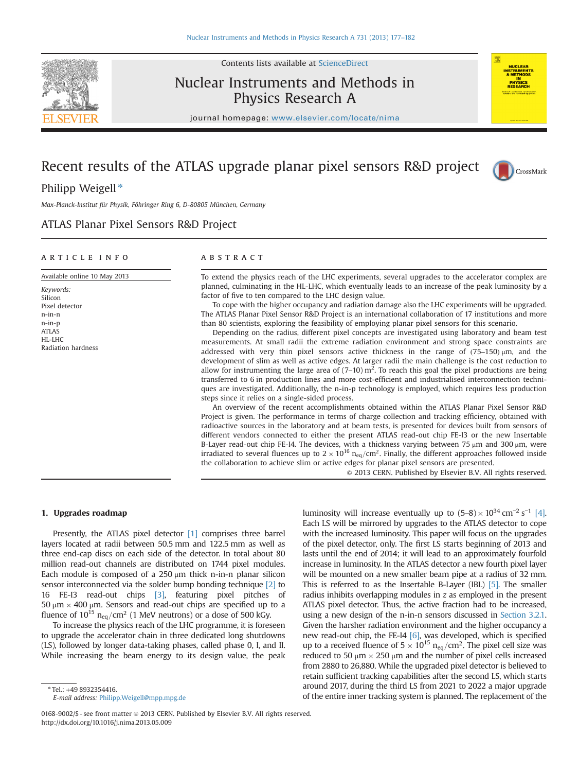# Recent results of the ATLAS upgrade planar pixel sensors R&D project

Philipp Weigell *

*Max-Planck-Institut für Physik, Föhringer Ring 6, D-80805 München, Germany*

ATLAS Planar Pixel Sensors R&D Project

## ARTICLE INFO

Available online 10 May 2013

*Keywords:*
Silicon
Pixel detector
n-in-n
n-in-p
ATLAS
HL-LHC
Radiation hardness

## ABSTRACT

To extend the physics reach of the LHC experiments, several upgrades to the accelerator complex are planned, culminating in the HL-LHC, which eventually leads to an increase of the peak luminosity by a factor of five to ten compared to the LHC design value.

To cope with the higher occupancy and radiation damage also the LHC experiments will be upgraded. The ATLAS Planar Pixel Sensor R&D Project is an international collaboration of 17 institutions and more than 80 scientists, exploring the feasibility of employing planar pixel sensors for this scenario.

Depending on the radius, different pixel concepts are investigated using laboratory and beam test measurements. At small radii the extreme radiation environment and strong space constraints are addressed with very thin pixel sensors active thickness in the range of (75–150) μm, and the development of slim as well as active edges. At larger radii the main challenge is the cost reduction to allow for instrumenting the large area of (7–10) m$^2$. To reach this goal the pixel productions are being transferred to 6 in production lines and more cost-efficient and industrialised interconnection techniques are investigated. Additionally, the n-in-p technology is employed, which requires less production steps since it relies on a single-sided process.

An overview of the recent accomplishments obtained within the ATLAS Planar Pixel Sensor R&D Project is given. The performance in terms of charge collection and tracking efficiency, obtained with radioactive sources in the laboratory and at beam tests, is presented for devices built from sensors of different vendors connected to either the present ATLAS read-out chip FE-I3 or the new Insertable B-Layer read-out chip FE-I4. The devices, with a thickness varying between 75 μm and 300 μm, were irradiated to several fluences up to $2 \times 10^{16}$ $n_{eq}/cm^2$. Finally, the different approaches followed inside the collaboration to achieve slim or active edges for planar pixel sensors are presented.

© 2013 CERN. Published by Elsevier B.V. All rights reserved.

## 1. Upgrades roadmap

Presently, the ATLAS pixel detector [1] comprises three barrel layers located at radii between 50.5 mm and 122.5 mm as well as three end-cap discs on each side of the detector. In total about 80 million read-out channels are distributed on 1744 pixel modules. Each module is composed of a 250 μm thick n-in-n planar silicon sensor interconnected via the solder bump bonding technique [2] to 16 FE-I3 read-out chips [3], featuring pixel pitches of 50 μm × 400 μm. Sensors and read-out chips are specified up to a fluence of $10^{15}$ $n_{eq}/cm^2$ (1 MeV neutrons) or a dose of 500 kGy.

To increase the physics reach of the LHC programme, it is foreseen to upgrade the accelerator chain in three dedicated long shutdowns (LS), followed by longer data-taking phases, called phase 0, I, and II. While increasing the beam energy to its design value, the peak luminosity will increase eventually up to $(5–8) \times 10^{34}$ cm$^{-2}$ s$^{-1}$ [4]. Each LS will be mirrored by upgrades to the ATLAS detector to cope with the increased luminosity. This paper will focus on the upgrades of the pixel detector, only. The first LS starts beginning of 2013 and lasts until the end of 2014; it will lead to an approximately fourfold increase in luminosity. In the ATLAS detector a new fourth pixel layer will be mounted on a new smaller beam pipe at a radius of 32 mm. This is referred to as the Insertable B-Layer (IBL) [5]. The smaller radius inhibits overlapping modules in *z* as employed in the present ATLAS pixel detector. Thus, the active fraction had to be increased, using a new design of the n-in-n sensors discussed in Section 3.2.1. Given the harsher radiation environment and the higher occupancy a new read-out chip, the FE-I4 [6], was developed, which is specified up to a received fluence of $5 \times 10^{15}$ $n_{eq}/cm^2$. The pixel cell size was reduced to 50 μm × 250 μm and the number of pixel cells increased from 2880 to 26,880. While the upgraded pixel detector is believed to retain sufficient tracking capabilities after the second LS, which starts around 2017, during the third LS from 2021 to 2022 a major upgrade of the entire inner tracking system is planned. The replacement of the

\* Tel.: +49 8932354416.
*E-mail address:* Philipp.Weigell@mpp.mpg.de

0168-9002/$ - see front matter © 2013 CERN. Published by Elsevier B.V. All rights reserved.
http://dx.doi.org/10.1016/j.nima.2013.05.009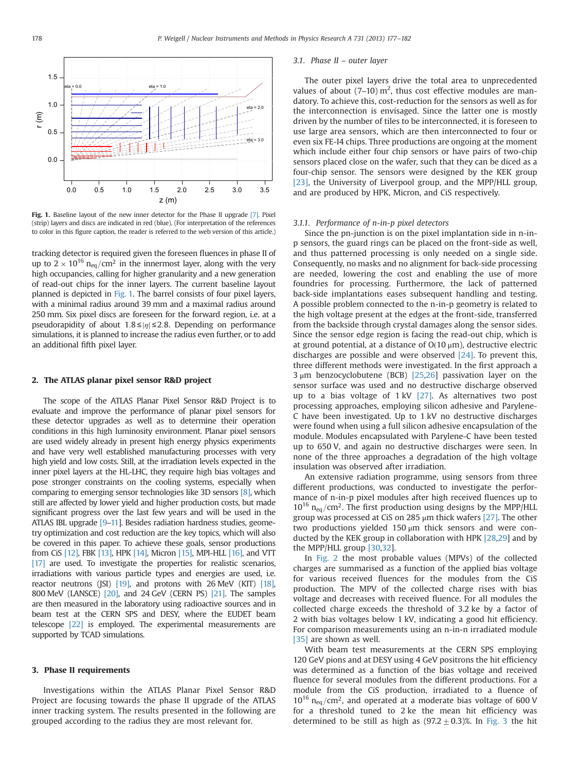Fig. 1. Baseline layout of the new inner detector for the Phase II upgrade [7]. Pixel (strip) layers and discs are indicated in red (blue). (For interpretation of the references to color in this figure caption, the reader is referred to the web version of this article.)

tracking detector is required given the foreseen fluences in phase II of up to $2 \times 10^{16}$ $n_{eq}/cm^2$ in the innermost layer, along with the very high occupancies, calling for higher granularity and a new generation of read-out chips for the inner layers. The current baseline layout planned is depicted in Fig. 1. The barrel consists of four pixel layers, with a minimal radius around 39 mm and a maximal radius around 250 mm. Six pixel discs are foreseen for the forward region, i.e. at a pseudorapidity of about $1.8 \leq |\eta| \leq 2.8$. Depending on performance simulations, it is planned to increase the radius even further, or to add an additional fifth pixel layer.

## 2. The ATLAS planar pixel sensor R&D project

The scope of the ATLAS Planar Pixel Sensor R&D Project is to evaluate and improve the performance of planar pixel sensors for these detector upgrades as well as to determine their operation conditions in this high luminosity environment. Planar pixel sensors are used widely already in present high energy physics experiments and have very well established manufacturing processes with very high yield and low costs. Still, at the irradiation levels expected in the inner pixel layers at the HL-LHC, they require high bias voltages and pose stronger constraints on the cooling systems, especially when comparing to emerging sensor technologies like 3D sensors [8], which still are affected by lower yield and higher production costs, but made significant progress over the last few years and will be used in the ATLAS IBL upgrade [9–11]. Besides radiation hardness studies, geometry optimization and cost reduction are the key topics, which will also be covered in this paper. To achieve these goals, sensor productions from CiS [12], FBK [13], HPK [14], Micron [15], MPI-HLL [16], and VTT [17] are used. To investigate the properties for realistic scenarios, irradiations with various particle types and energies are used, i.e. reactor neutrons (JSI) [19], and protons with 26 MeV (KIT) [18], 800 MeV (LANSCE) [20], and 24 GeV (CERN PS) [21]. The samples are then measured in the laboratory using radioactive sources and in beam test at the CERN SPS and DESY, where the EUDET beam telescope [22] is employed. The experimental measurements are supported by TCAD simulations.

## 3. Phase II requirements

Investigations within the ATLAS Planar Pixel Sensor R&D Project are focusing towards the phase II upgrade of the ATLAS inner tracking system. The results presented in the following are grouped according to the radius they are most relevant for.

### 3.1. Phase II – outer layer

The outer pixel layers drive the total area to unprecedented values of about (7–10) $m^2$, thus cost effective modules are mandatory. To achieve this, cost-reduction for the sensors as well as for the interconnection is envisaged. Since the latter one is mostly driven by the number of tiles to be interconnected, it is foreseen to use large area sensors, which are then interconnected to four or even six FE-I4 chips. Three productions are ongoing at the moment which include either four chip sensors or have pairs of two-chip sensors placed close on the wafer, such that they can be diced as a four-chip sensor. The sensors were designed by the KEK group [23], the University of Liverpool group, and the MPP/HLL group, and are produced by HPK, Micron, and CiS respectively.

#### 3.1.1. Performance of n-in-p pixel detectors

Since the pn-junction is on the pixel implantation side in n-in-p sensors, the guard rings can be placed on the front-side as well, and thus patterned processing is only needed on a single side. Consequently, no masks and no alignment for back-side processing are needed, lowering the cost and enabling the use of more foundries for processing. Furthermore, the lack of patterned back-side implantations eases subsequent handling and testing. A possible problem connected to the n-in-p geometry is related to the high voltage present at the edges at the front-side, transferred from the backside through crystal damages along the sensor sides. Since the sensor edge region is facing the read-out chip, which is at ground potential, at a distance of O(10 μm), destructive electric discharges are possible and were observed [24]. To prevent this, three different methods were investigated. In the first approach a 3 μm benzocyclobutene (BCB) [25,26] passivation layer on the sensor surface was used and no destructive discharge observed up to a bias voltage of 1 kV [27]. As alternatives two post processing approaches, employing silicon adhesive and Parylene-C have been investigated. Up to 1 kV no destructive discharges were found when using a full silicon adhesive encapsulation of the module. Modules encapsulated with Parylene-C have been tested up to 650 V, and again no destructive discharges were seen. In none of the three approaches a degradation of the high voltage insulation was observed after irradiation.

An extensive radiation programme, using sensors from three different productions, was conducted to investigate the performance of n-in-p pixel modules after high received fluences up to $10^{16}$ $n_{eq}/cm^2$. The first production using designs by the MPP/HLL group was processed at CiS on 285 μm thick wafers [27]. The other two productions yielded 150 μm thick sensors and were conducted by the KEK group in collaboration with HPK [28,29] and by the MPP/HLL group [30,32].

In Fig. 2 the most probable values (MPVs) of the collected charges are summarised as a function of the applied bias voltage for various received fluences for the modules from the CiS production. The MPV of the collected charge rises with bias voltage and decreases with received fluence. For all modules the collected charge exceeds the threshold of 3.2 ke by a factor of 2 with bias voltages below 1 kV, indicating a good hit efficiency. For comparison measurements using an n-in-n irradiated module [35] are shown as well.

With beam test measurements at the CERN SPS employing 120 GeV pions and at DESY using 4 GeV positrons the hit efficiency was determined as a function of the bias voltage and received fluence for several modules from the different productions. For a module from the CiS production, irradiated to a fluence of $10^{16}$ $n_{eq}/cm^2$, and operated at a moderate bias voltage of 600 V for a threshold tuned to 2 ke the mean hit efficiency was determined to be still as high as $(97.2 \pm 0.3)$%. In Fig. 3 the hit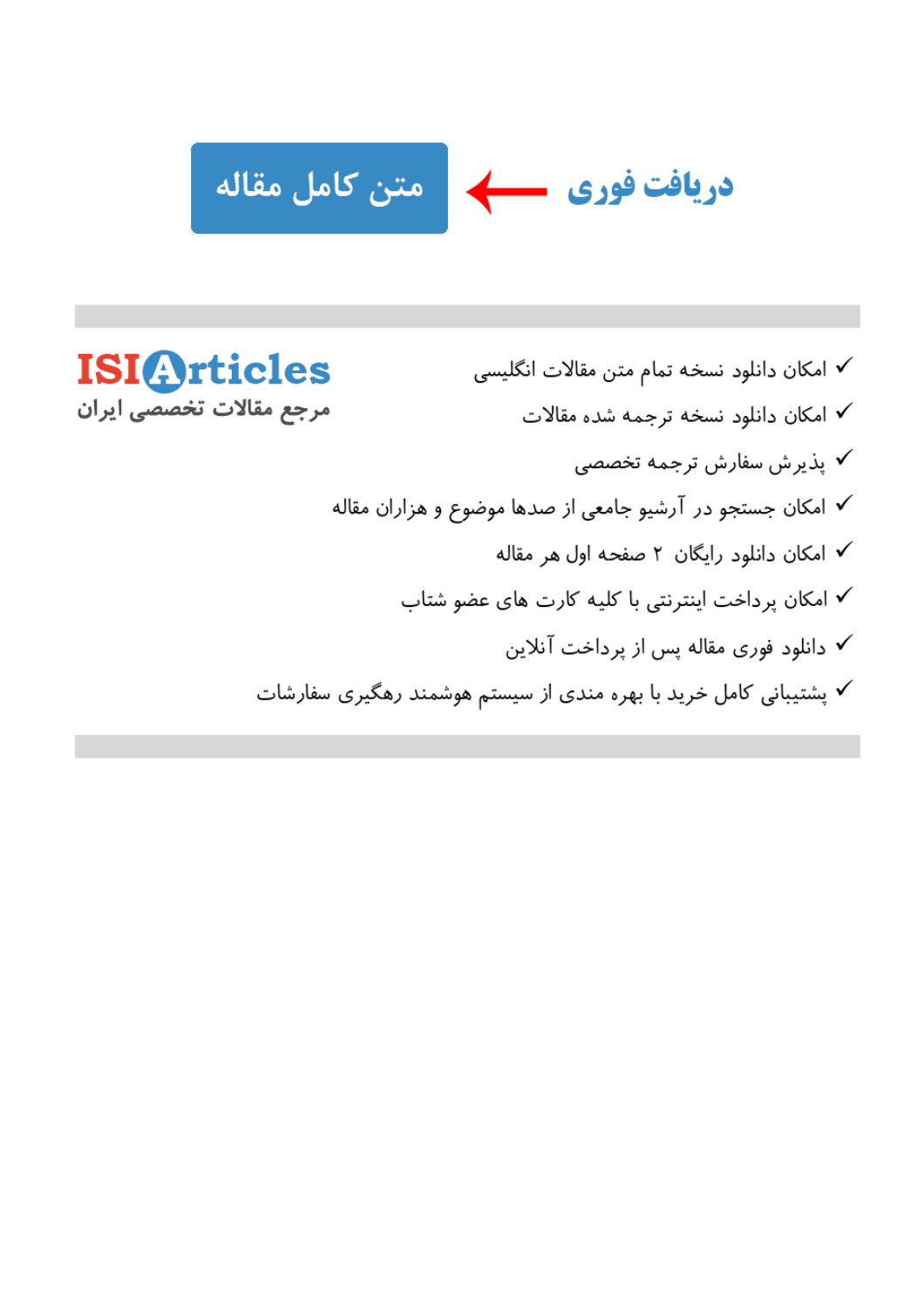**متن کامل مقاله** ← **دریافت فوری**

**ISIArticles**
مرجع مقالات تخصصی ایران

- ✓ امکان دانلود نسخه تمام متن مقالات انگلیسی
- ✓ امکان دانلود نسخه ترجمه شده مقالات
- ✓ پذیرش سفارش ترجمه تخصصی
- ✓ امکان جستجو در آرشیو جامعی از صدها موضوع و هزاران مقاله
- ✓ امکان دانلود رایگان ۲ صفحه اول هر مقاله
- ✓ امکان پرداخت اینترنتی با کلیه کارت های عضو شتاب
- ✓ دانلود فوری مقاله پس از پرداخت آنلاین
- ✓ پشتیبانی کامل خرید با بهره مندی از سیستم هوشمند رهگیری سفارشات